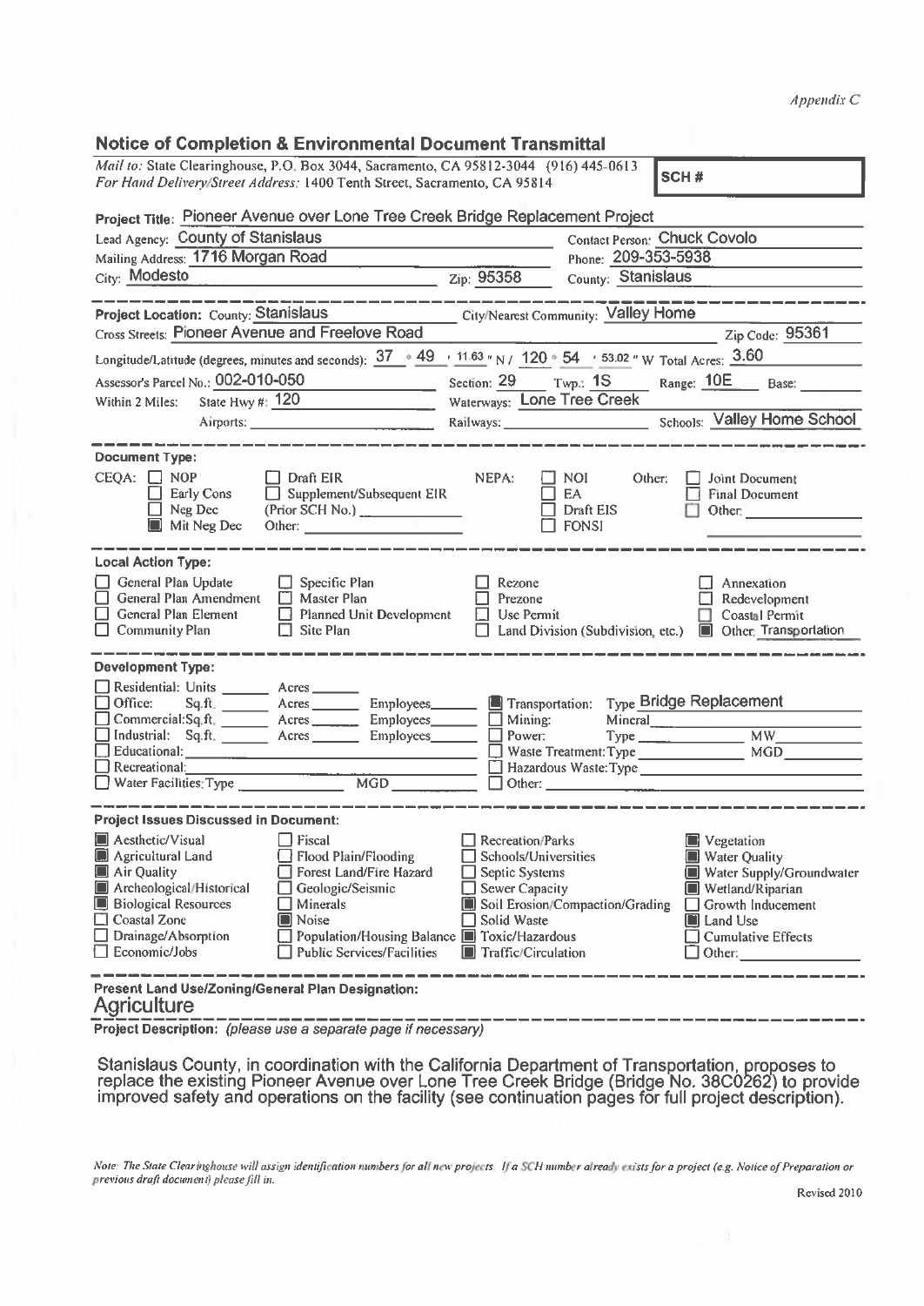*Appendix C*

## Notice of Completion & Environmental Document Transmittal

*Mail to:* State Clearinghouse, P.O. Box 3044, Sacramento, CA 95812-3044 (916) 445-0613
*For Hand Delivery/Street Address:* 1400 Tenth Street, Sacramento, CA 95814

**SCH #**

**Project Title:** Pioneer Avenue over Lone Tree Creek Bridge Replacement Project

Lead Agency: County of Stanislaus — Contact Person: Chuck Covolo
Mailing Address: 1716 Morgan Road — Phone: 209-353-5938
City: Modesto — Zip: 95358 — County: Stanislaus

---

**Project Location:** County: Stanislaus — City/Nearest Community: Valley Home
Cross Streets: Pioneer Avenue and Freelove Road — Zip Code: 95361
Longitude/Latitude (degrees, minutes and seconds): 37 ° 49 ′ 11.63 ″ N / 120 ° 54 ′ 53.02 ″ W Total Acres: 3.60
Assessor's Parcel No.: 002-010-050 — Section: 29 Twp.: 1S Range: 10E Base:
Within 2 Miles: State Hwy #: 120 — Waterways: Lone Tree Creek
Airports: — Railways: — Schools: Valley Home School

---

**Document Type:**

CEQA:
- ☐ NOP
- ☐ Early Cons
- ☐ Neg Dec
- ☒ Mit Neg Dec
- ☐ Draft EIR
- ☐ Supplement/Subsequent EIR (Prior SCH No.)
- Other:

NEPA:
- ☐ NOI
- ☐ EA
- ☐ Draft EIS
- ☐ FONSI

Other:
- ☐ Joint Document
- ☐ Final Document
- ☐ Other:

---

**Local Action Type:**

- ☐ General Plan Update
- ☐ General Plan Amendment
- ☐ General Plan Element
- ☐ Community Plan
- ☐ Specific Plan
- ☐ Master Plan
- ☐ Planned Unit Development
- ☐ Site Plan
- ☐ Rezone
- ☐ Prezone
- ☐ Use Permit
- ☐ Land Division (Subdivision, etc.)
- ☐ Annexation
- ☐ Redevelopment
- ☐ Coastal Permit
- ☒ Other: Transportation

---

**Development Type:**

- ☐ Residential: Units ___ Acres ___
- ☐ Office: Sq.ft. ___ Acres ___ Employees ___
- ☐ Commercial: Sq.ft. ___ Acres ___ Employees ___
- ☐ Industrial: Sq.ft. ___ Acres ___ Employees ___
- ☐ Educational:
- ☐ Recreational:
- ☐ Water Facilities: Type ___ MGD ___
- ☒ Transportation: Type Bridge Replacement
- ☐ Mining: Mineral
- ☐ Power: Type ___ MW ___
- ☐ Waste Treatment: Type ___ MGD ___
- ☐ Hazardous Waste: Type
- ☐ Other:

---

**Project Issues Discussed in Document:**

- ☒ Aesthetic/Visual
- ☒ Agricultural Land
- ☒ Air Quality
- ☒ Archeological/Historical
- ☒ Biological Resources
- ☐ Coastal Zone
- ☐ Drainage/Absorption
- ☐ Economic/Jobs
- ☐ Fiscal
- ☐ Flood Plain/Flooding
- ☐ Forest Land/Fire Hazard
- ☐ Geologic/Seismic
- ☐ Minerals
- ☒ Noise
- ☐ Population/Housing Balance
- ☐ Public Services/Facilities
- ☐ Recreation/Parks
- ☐ Schools/Universities
- ☐ Septic Systems
- ☐ Sewer Capacity
- ☒ Soil Erosion/Compaction/Grading
- ☐ Solid Waste
- ☒ Toxic/Hazardous
- ☒ Traffic/Circulation
- ☒ Vegetation
- ☒ Water Quality
- ☒ Water Supply/Groundwater
- ☒ Wetland/Riparian
- ☐ Growth Inducement
- ☒ Land Use
- ☐ Cumulative Effects
- ☐ Other:

---

**Present Land Use/Zoning/General Plan Designation:**

Agriculture

---

**Project Description:** *(please use a separate page if necessary)*

Stanislaus County, in coordination with the California Department of Transportation, proposes to replace the existing Pioneer Avenue over Lone Tree Creek Bridge (Bridge No. 38C0262) to provide improved safety and operations on the facility (see continuation pages for full project description).

*Note: The State Clearinghouse will assign identification numbers for all new projects. If a SCH number already exists for a project (e.g. Notice of Preparation or previous draft document) please fill in.*

Revised 2010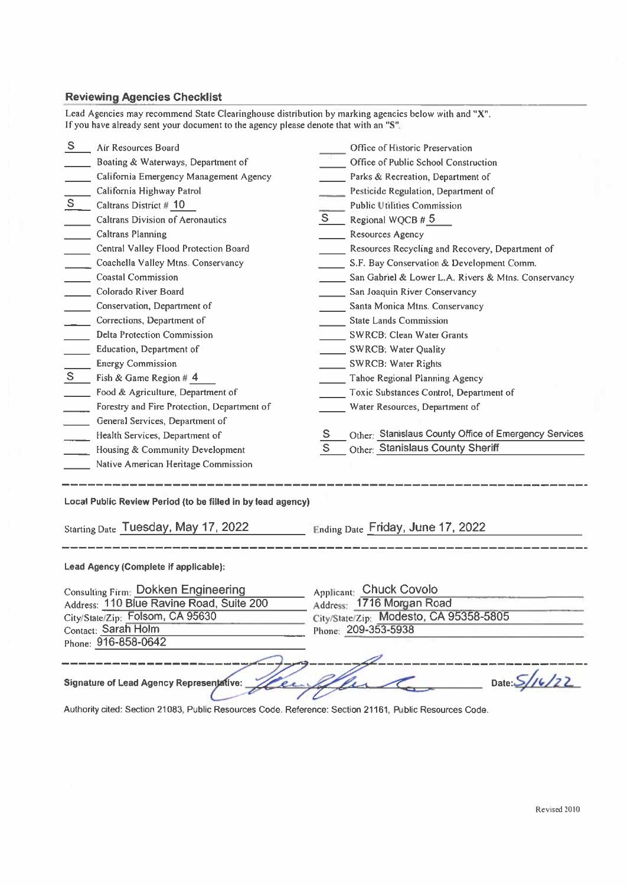## Reviewing Agencies Checklist

Lead Agencies may recommend State Clearinghouse distribution by marking agencies below with and "X". If you have already sent your document to the agency please denote that with an "S".

S Air Resources Board
\_\_\_\_ Boating & Waterways, Department of
\_\_\_\_ California Emergency Management Agency
\_\_\_\_ California Highway Patrol
S Caltrans District # 10
\_\_\_\_ Caltrans Division of Aeronautics
\_\_\_\_ Caltrans Planning
\_\_\_\_ Central Valley Flood Protection Board
\_\_\_\_ Coachella Valley Mtns. Conservancy
\_\_\_\_ Coastal Commission
\_\_\_\_ Colorado River Board
\_\_\_\_ Conservation, Department of
\_\_\_\_ Corrections, Department of
\_\_\_\_ Delta Protection Commission
\_\_\_\_ Education, Department of
\_\_\_\_ Energy Commission
S Fish & Game Region # 4
\_\_\_\_ Food & Agriculture, Department of
\_\_\_\_ Forestry and Fire Protection, Department of
\_\_\_\_ General Services, Department of
\_\_\_\_ Health Services, Department of
\_\_\_\_ Housing & Community Development
\_\_\_\_ Native American Heritage Commission
\_\_\_\_ Office of Historic Preservation
\_\_\_\_ Office of Public School Construction
\_\_\_\_ Parks & Recreation, Department of
\_\_\_\_ Pesticide Regulation, Department of
\_\_\_\_ Public Utilities Commission
S Regional WQCB # 5
\_\_\_\_ Resources Agency
\_\_\_\_ Resources Recycling and Recovery, Department of
\_\_\_\_ S.F. Bay Conservation & Development Comm.
\_\_\_\_ San Gabriel & Lower L.A. Rivers & Mtns. Conservancy
\_\_\_\_ San Joaquin River Conservancy
\_\_\_\_ Santa Monica Mtns. Conservancy
\_\_\_\_ State Lands Commission
\_\_\_\_ SWRCB: Clean Water Grants
\_\_\_\_ SWRCB: Water Quality
\_\_\_\_ SWRCB: Water Rights
\_\_\_\_ Tahoe Regional Planning Agency
\_\_\_\_ Toxic Substances Control, Department of
\_\_\_\_ Water Resources, Department of

S Other: Stanislaus County Office of Emergency Services
S Other: Stanislaus County Sheriff

---

**Local Public Review Period (to be filled in by lead agency)**

Starting Date Tuesday, May 17, 2022 Ending Date Friday, June 17, 2022

---

**Lead Agency (Complete if applicable):**

Consulting Firm: Dokken Engineering
Address: 110 Blue Ravine Road, Suite 200
City/State/Zip: Folsom, CA 95630
Contact: Sarah Holm
Phone: 916-858-0642

Applicant: Chuck Covolo
Address: 1716 Morgan Road
City/State/Zip: Modesto, CA 95358-5805
Phone: 209-353-5938

---

**Signature of Lead Agency Representative:** [signature] Date: 5/16/22

Authority cited: Section 21083, Public Resources Code. Reference: Section 21161, Public Resources Code.

Revised 2010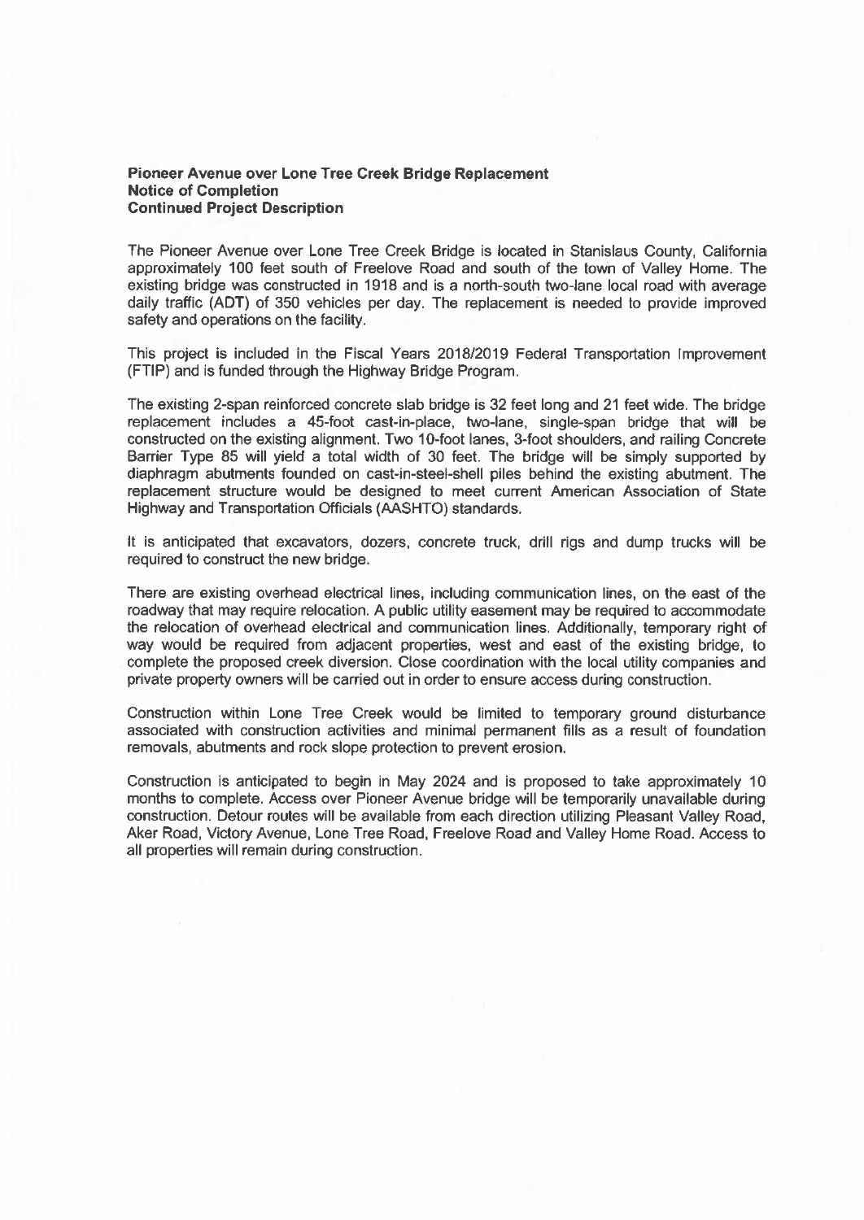**Pioneer Avenue over Lone Tree Creek Bridge Replacement**
**Notice of Completion**
**Continued Project Description**

The Pioneer Avenue over Lone Tree Creek Bridge is located in Stanislaus County, California approximately 100 feet south of Freelove Road and south of the town of Valley Home. The existing bridge was constructed in 1918 and is a north-south two-lane local road with average daily traffic (ADT) of 350 vehicles per day. The replacement is needed to provide improved safety and operations on the facility.

This project is included in the Fiscal Years 2018/2019 Federal Transportation Improvement (FTIP) and is funded through the Highway Bridge Program.

The existing 2-span reinforced concrete slab bridge is 32 feet long and 21 feet wide. The bridge replacement includes a 45-foot cast-in-place, two-lane, single-span bridge that will be constructed on the existing alignment. Two 10-foot lanes, 3-foot shoulders, and railing Concrete Barrier Type 85 will yield a total width of 30 feet. The bridge will be simply supported by diaphragm abutments founded on cast-in-steel-shell piles behind the existing abutment. The replacement structure would be designed to meet current American Association of State Highway and Transportation Officials (AASHTO) standards.

It is anticipated that excavators, dozers, concrete truck, drill rigs and dump trucks will be required to construct the new bridge.

There are existing overhead electrical lines, including communication lines, on the east of the roadway that may require relocation. A public utility easement may be required to accommodate the relocation of overhead electrical and communication lines. Additionally, temporary right of way would be required from adjacent properties, west and east of the existing bridge, to complete the proposed creek diversion. Close coordination with the local utility companies and private property owners will be carried out in order to ensure access during construction.

Construction within Lone Tree Creek would be limited to temporary ground disturbance associated with construction activities and minimal permanent fills as a result of foundation removals, abutments and rock slope protection to prevent erosion.

Construction is anticipated to begin in May 2024 and is proposed to take approximately 10 months to complete. Access over Pioneer Avenue bridge will be temporarily unavailable during construction. Detour routes will be available from each direction utilizing Pleasant Valley Road, Aker Road, Victory Avenue, Lone Tree Road, Freelove Road and Valley Home Road. Access to all properties will remain during construction.